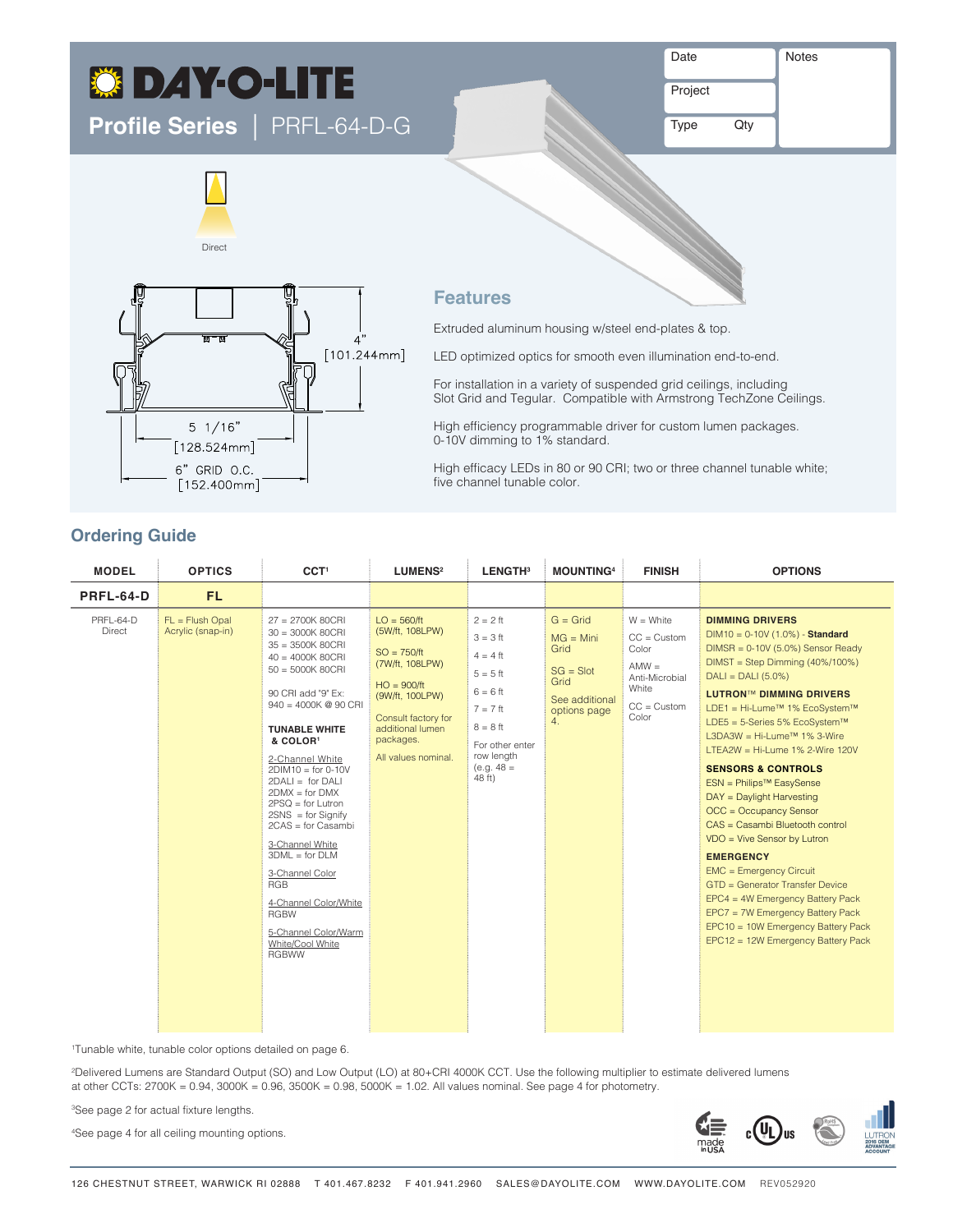# DAY-O-LITE

## Profile Series | PRFL-64-D-G

| Date | Notes |
|---|---|
| Project | |
| Type    Qty | |

Direct

4" [101.244mm]

5 1/16" [128.524mm]

6" GRID O.C. [152.400mm]

## Features

Extruded aluminum housing w/steel end-plates & top.

LED optimized optics for smooth even illumination end-to-end.

For installation in a variety of suspended grid ceilings, including Slot Grid and Tegular. Compatible with Armstrong TechZone Ceilings.

High efficiency programmable driver for custom lumen packages. 0-10V dimming to 1% standard.

High efficacy LEDs in 80 or 90 CRI; two or three channel tunable white; five channel tunable color.

## Ordering Guide

| MODEL | OPTICS | CCT[1] | LUMENS[2] | LENGTH[3] | MOUNTING[4] | FINISH | OPTIONS |
|---|---|---|---|---|---|---|---|
| **PRFL-64-D** | **FL** | | | | | | |
| PRFL-64-D Direct | FL = Flush Opal Acrylic (snap-in) | 27 = 2700K 80CRI<br>30 = 3000K 80CRI<br>35 = 3500K 80CRI<br>40 = 4000K 80CRI<br>50 = 5000K 80CRI<br><br>90 CRI add "9" Ex: 940 = 4000K @ 90 CRI<br><br>**TUNABLE WHITE & COLOR[1]**<br>2-Channel White<br>2DIM10 = for 0-10V<br>2DALI = for DALI<br>2DMX = for DMX<br>2PSQ = for Lutron<br>2SNS = for Signify<br>2CAS = for Casambi<br><br>3-Channel White<br>3DML = for DLM<br><br>3-Channel Color<br>RGB<br><br>4-Channel Color/White<br>RGBW<br><br>5-Channel Color/Warm White/Cool White<br>RGBWW | LO = 560/ft (5W/ft, 108LPW)<br><br>SO = 750/ft (7W/ft, 108LPW)<br><br>HO = 900/ft (9W/ft, 100LPW)<br><br>Consult factory for additional lumen packages.<br><br>All values nominal. | 2 = 2 ft<br>3 = 3 ft<br>4 = 4 ft<br>5 = 5 ft<br>6 = 6 ft<br>7 = 7 ft<br>8 = 8 ft<br><br>For other enter row length (e.g. 48 = 48 ft) | G = Grid<br><br>MG = Mini Grid<br><br>SG = Slot Grid<br><br>See additional options page 4. | W = White<br><br>CC = Custom Color<br><br>AMW = Anti-Microbial White<br><br>CC = Custom Color | **DIMMING DRIVERS**<br>DIM10 = 0-10V (1.0%) - **Standard**<br>DIMSR = 0-10V (5.0%) Sensor Ready<br>DIMST = Step Dimming (40%/100%)<br>DALI = DALI (5.0%)<br><br>**LUTRON™ DIMMING DRIVERS**<br>LDE1 = Hi-Lume™ 1% EcoSystem™<br>LDE5 = 5-Series 5% EcoSystem™<br>L3DA3W = Hi-Lume™ 1% 3-Wire<br>LTEA2W = Hi-Lume 1% 2-Wire 120V<br><br>**SENSORS & CONTROLS**<br>ESN = Philips™ EasySense<br>DAY = Daylight Harvesting<br>OCC = Occupancy Sensor<br>CAS = Casambi Bluetooth control<br>VDO = Vive Sensor by Lutron<br><br>**EMERGENCY**<br>EMC = Emergency Circuit<br>GTD = Generator Transfer Device<br>EPC4 = 4W Emergency Battery Pack<br>EPC7 = 7W Emergency Battery Pack<br>EPC10 = 10W Emergency Battery Pack<br>EPC12 = 12W Emergency Battery Pack |

[1]Tunable white, tunable color options detailed on page 6.

[2]Delivered Lumens are Standard Output (SO) and Low Output (LO) at 80+CRI 4000K CCT. Use the following multiplier to estimate delivered lumens at other CCTs: 2700K = 0.94, 3000K = 0.96, 3500K = 0.98, 5000K = 1.02. All values nominal. See page 4 for photometry.

[3]See page 2 for actual fixture lengths.

[4]See page 4 for all ceiling mounting options.

126 CHESTNUT STREET, WARWICK RI 02888   T 401.467.8232   F 401.941.2960   SALES@DAYOLITE.COM   WWW.DAYOLITE.COM   REV052920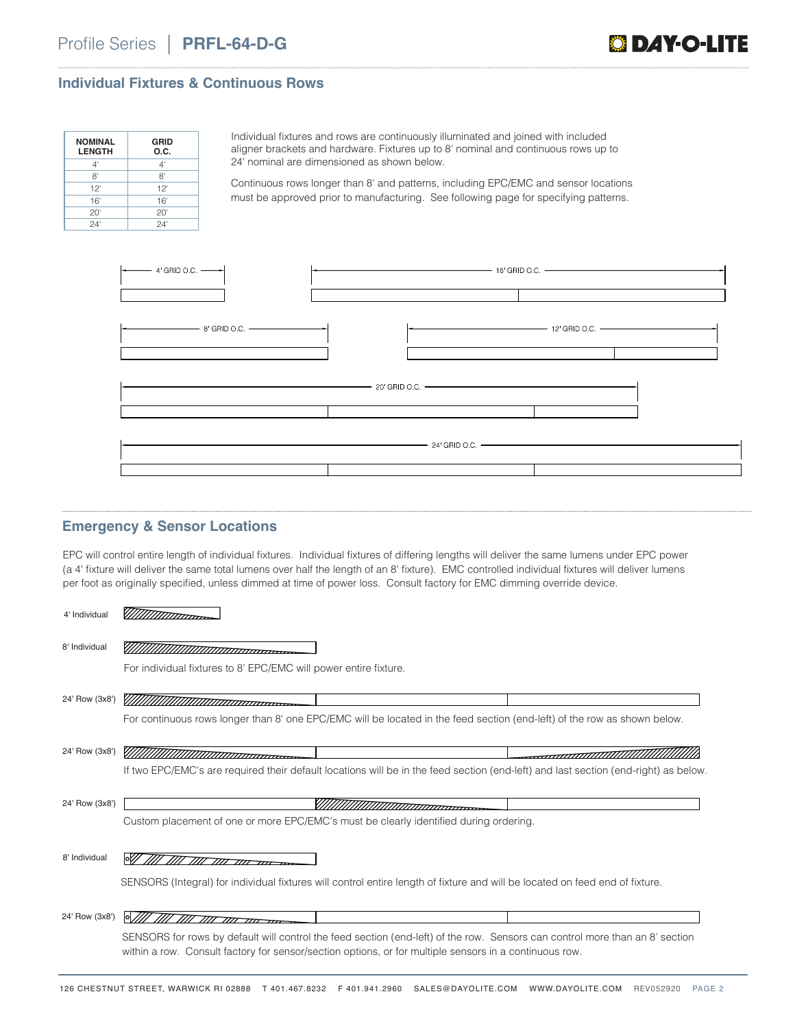## Individual Fixtures & Continuous Rows

| NOMINAL LENGTH | GRID O.C. |
|---|---|
| 4' | 4' |
| 8' | 8' |
| 12' | 12' |
| 16' | 16' |
| 20' | 20' |
| 24' | 24' |

Individual fixtures and rows are continuously illuminated and joined with included aligner brackets and hardware. Fixtures up to 8' nominal and continuous rows up to 24' nominal are dimensioned as shown below.

Continuous rows longer than 8' and patterns, including EPC/EMC and sensor locations must be approved prior to manufacturing. See following page for specifying patterns.

4' GRID O.C.

16' GRID O.C.

8' GRID O.C.

12' GRID O.C.

20' GRID O.C.

24' GRID O.C.

## Emergency & Sensor Locations

EPC will control entire length of individual fixtures. Individual fixtures of differing lengths will deliver the same lumens under EPC power (a 4' fixture will deliver the same total lumens over half the length of an 8' fixture). EMC controlled individual fixtures will deliver lumens per foot as originally specified, unless dimmed at time of power loss. Consult factory for EMC dimming override device.

4' Individual

8' Individual

For individual fixtures to 8' EPC/EMC will power entire fixture.

24' Row (3x8')

For continuous rows longer than 8' one EPC/EMC will be located in the feed section (end-left) of the row as shown below.

24' Row (3x8')

If two EPC/EMC's are required their default locations will be in the feed section (end-left) and last section (end-right) as below.

24' Row (3x8')

Custom placement of one or more EPC/EMC's must be clearly identified during ordering.

8' Individual

SENSORS (Integral) for individual fixtures will control entire length of fixture and will be located on feed end of fixture.

24' Row (3x8')

SENSORS for rows by default will control the feed section (end-left) of the row. Sensors can control more than an 8' section within a row. Consult factory for sensor/section options, or for multiple sensors in a continuous row.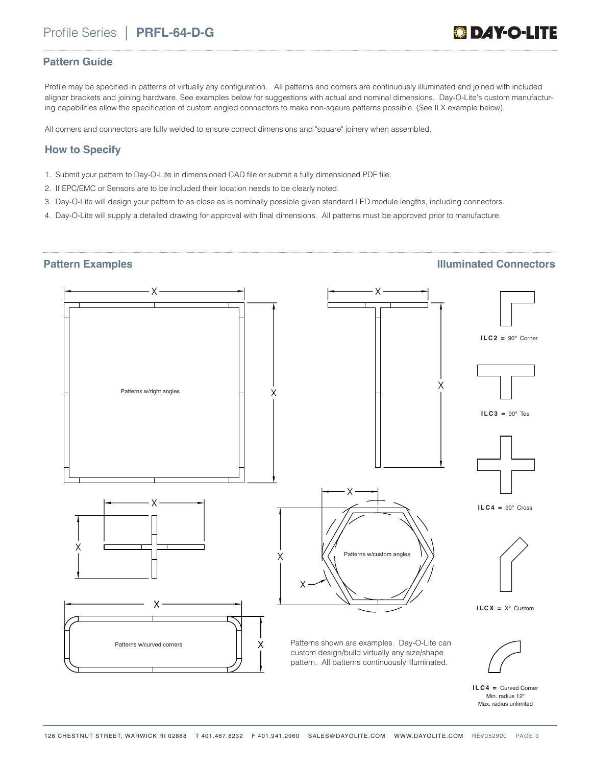## Pattern Guide

Profile may be specified in patterns of virtually any configuration. All patterns and corners are continuously illuminated and joined with included aligner brackets and joining hardware. See examples below for suggestions with actual and nominal dimensions. Day-O-Lite's custom manufacturing capabilities allow the specification of custom angled connectors to make non-sqaure patterns possible. (See ILX example below).

All corners and connectors are fully welded to ensure correct dimensions and "square" joinery when assembled.

## How to Specify

1. Submit your pattern to Day-O-Lite in dimensioned CAD file or submit a fully dimensioned PDF file.
2. If EPC/EMC or Sensors are to be included their location needs to be clearly noted.
3. Day-O-Lite will design your pattern to as close as is nominally possible given standard LED module lengths, including connectors.
4. Day-O-Lite will supply a detailed drawing for approval with final dimensions. All patterns must be approved prior to manufacture.

## Pattern Examples

Patterns w/right angles

Patterns w/custom angles

Patterns w/curved corners

Patterns shown are examples. Day-O-Lite can custom design/build virtually any size/shape pattern. All patterns continuously illuminated.

## Illuminated Connectors

**ILC2 =** 90° Corner

**ILC3 =** 90° Tee

**ILC4 =** 90° Cross

**ILCX =** X° Custom

**ILC4 =** Curved Corner
Min. radius 12"
Max. radius unlimited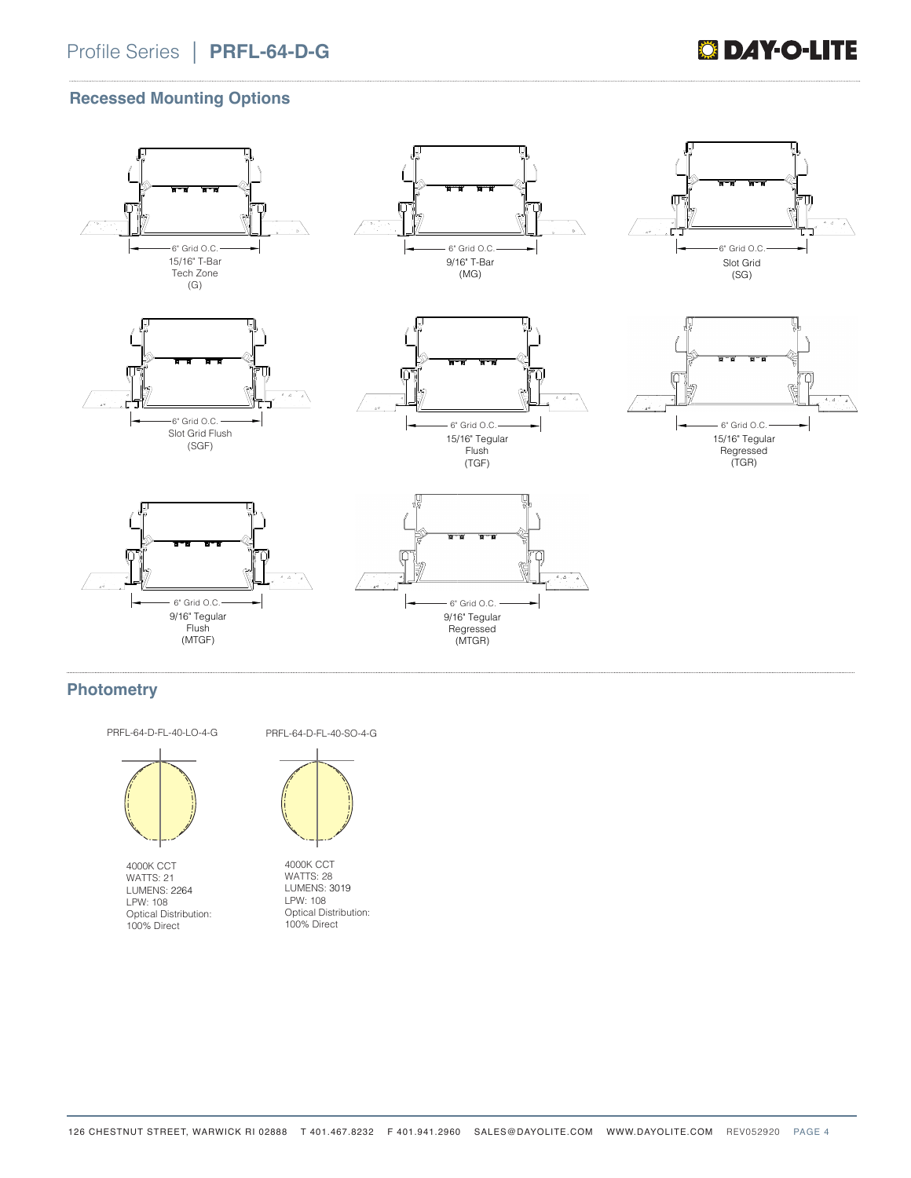# Profile Series | **PRFL-64-D-G**

## Recessed Mounting Options

6" Grid O.C.
15/16" T-Bar
Tech Zone
(G)

6" Grid O.C.
9/16" T-Bar
(MG)

6" Grid O.C.
Slot Grid
(SG)

6" Grid O.C.
Slot Grid Flush
(SGF)

6" Grid O.C.
15/16" Tegular
Flush
(TGF)

6" Grid O.C.
15/16" Tegular
Regressed
(TGR)

6" Grid O.C.
9/16" Tegular
Flush
(MTGF)

6" Grid O.C.
9/16" Tegular
Regressed
(MTGR)

## Photometry

PRFL-64-D-FL-40-LO-4-G

4000K CCT
WATTS: 21
LUMENS: 2264
LPW: 108
Optical Distribution:
100% Direct

PRFL-64-D-FL-40-SO-4-G

4000K CCT
WATTS: 28
LUMENS: 3019
LPW: 108
Optical Distribution:
100% Direct

126 CHESTNUT STREET, WARWICK RI 02888 T 401.467.8232 F 401.941.2960 SALES@DAYOLITE.COM WWW.DAYOLITE.COM REV052920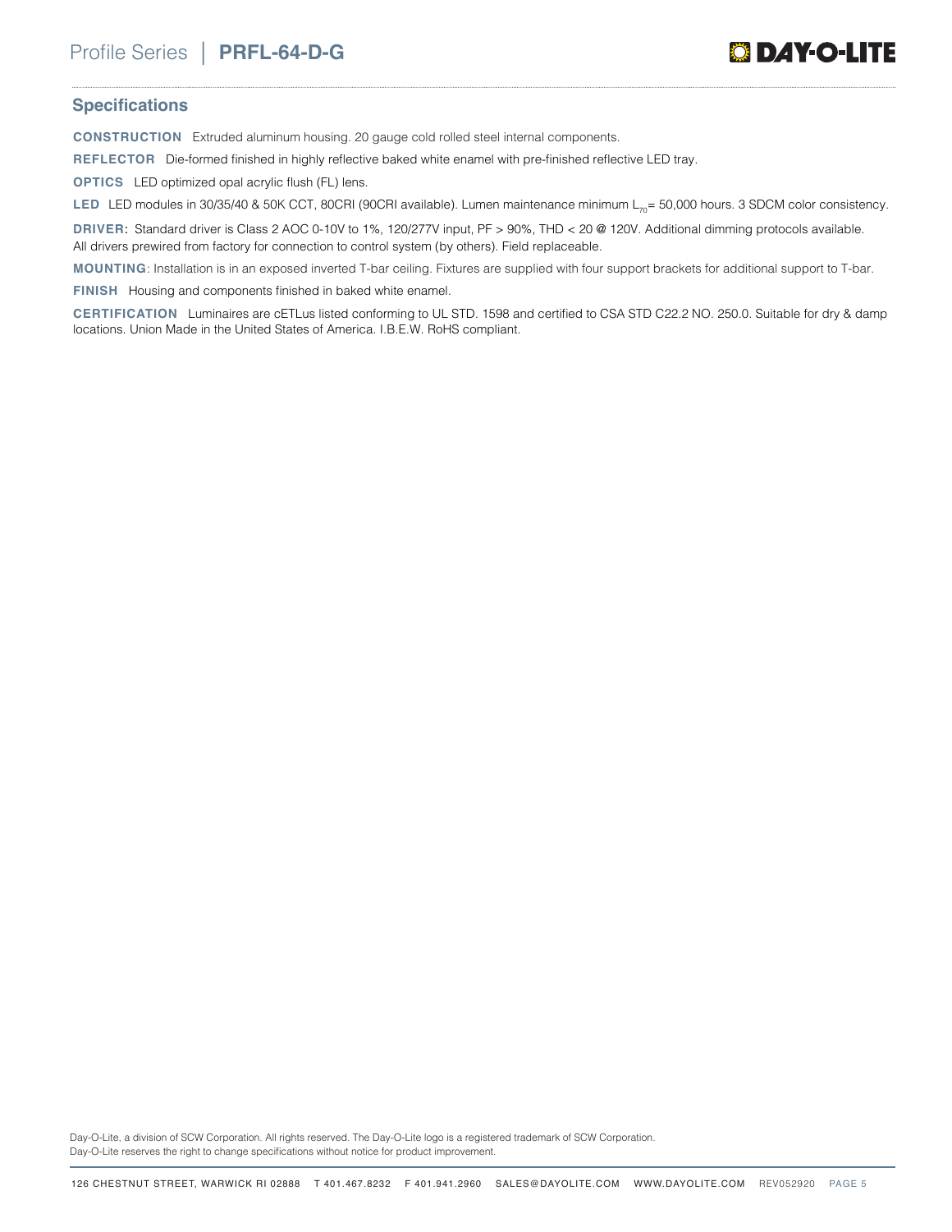## Specifications

**CONSTRUCTION** Extruded aluminum housing. 20 gauge cold rolled steel internal components.

**REFLECTOR** Die-formed finished in highly reflective baked white enamel with pre-finished reflective LED tray.

**OPTICS** LED optimized opal acrylic flush (FL) lens.

**LED** LED modules in 30/35/40 & 50K CCT, 80CRI (90CRI available). Lumen maintenance minimum $L_{70}$= 50,000 hours. 3 SDCM color consistency.

**DRIVER:** Standard driver is Class 2 AOC 0-10V to 1%, 120/277V input, PF > 90%, THD < 20 @ 120V. Additional dimming protocols available. All drivers prewired from factory for connection to control system (by others). Field replaceable.

**MOUNTING**: Installation is in an exposed inverted T-bar ceiling. Fixtures are supplied with four support brackets for additional support to T-bar.

**FINISH** Housing and components finished in baked white enamel.

**CERTIFICATION** Luminaires are cETLus listed conforming to UL STD. 1598 and certified to CSA STD C22.2 NO. 250.0. Suitable for dry & damp locations. Union Made in the United States of America. I.B.E.W. RoHS compliant.

Day-O-Lite, a division of SCW Corporation. All rights reserved. The Day-O-Lite logo is a registered trademark of SCW Corporation.
Day-O-Lite reserves the right to change specifications without notice for product improvement.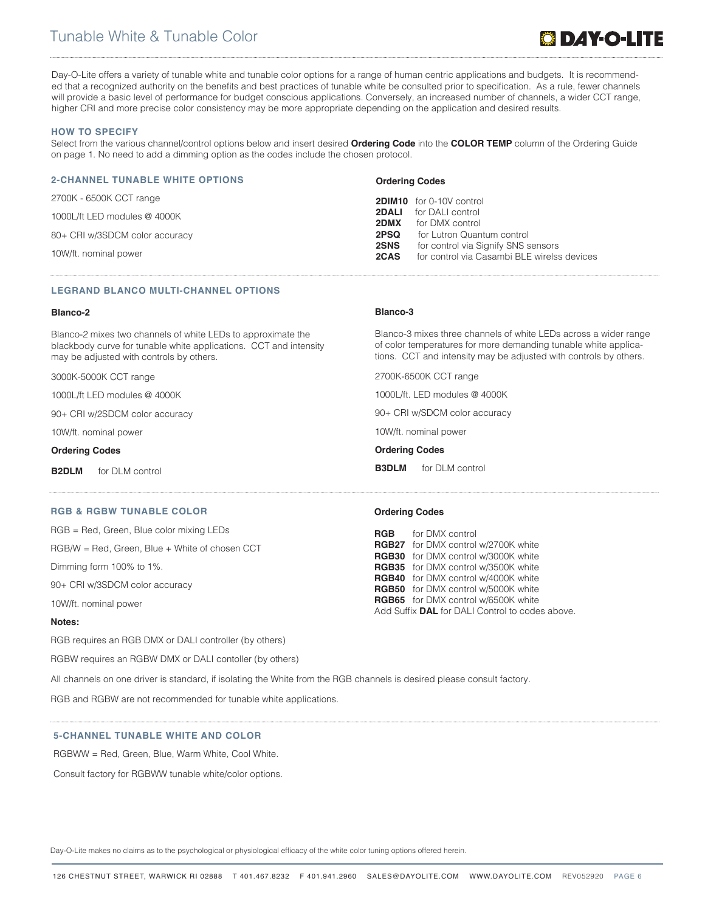# Tunable White & Tunable Color

Day-O-Lite offers a variety of tunable white and tunable color options for a range of human centric applications and budgets. It is recommended that a recognized authority on the benefits and best practices of tunable white be consulted prior to specification. As a rule, fewer channels will provide a basic level of performance for budget conscious applications. Conversely, an increased number of channels, a wider CCT range, higher CRI and more precise color consistency may be more appropriate depending on the application and desired results.

## HOW TO SPECIFY

Select from the various channel/control options below and insert desired **Ordering Code** into the **COLOR TEMP** column of the Ordering Guide on page 1. No need to add a dimming option as the codes include the chosen protocol.

## 2-CHANNEL TUNABLE WHITE OPTIONS

2700K - 6500K CCT range

1000L/ft LED modules @ 4000K

80+ CRI w/3SDCM color accuracy

10W/ft. nominal power

**Ordering Codes**

**2DIM10** for 0-10V control
**2DALI** for DALI control
**2DMX** for DMX control
**2PSQ** for Lutron Quantum control
**2SNS** for control via Signify SNS sensors
**2CAS** for control via Casambi BLE wirelss devices

## LEGRAND BLANCO MULTI-CHANNEL OPTIONS

### Blanco-2

Blanco-2 mixes two channels of white LEDs to approximate the blackbody curve for tunable white applications. CCT and intensity may be adjusted with controls by others.

3000K-5000K CCT range

1000L/ft LED modules @ 4000K

90+ CRI w/2SDCM color accuracy

10W/ft. nominal power

**Ordering Codes**

**B2DLM** for DLM control

### Blanco-3

Blanco-3 mixes three channels of white LEDs across a wider range of color temperatures for more demanding tunable white applications. CCT and intensity may be adjusted with controls by others.

2700K-6500K CCT range

1000L/ft. LED modules @ 4000K

90+ CRI w/SDCM color accuracy

10W/ft. nominal power

**Ordering Codes**

**B3DLM** for DLM control

## RGB & RGBW TUNABLE COLOR

RGB = Red, Green, Blue color mixing LEDs

RGB/W = Red, Green, Blue + White of chosen CCT

Dimming form 100% to 1%.

90+ CRI w/3SDCM color accuracy

10W/ft. nominal power

**Notes:**

RGB requires an RGB DMX or DALI controller (by others)

RGBW requires an RGBW DMX or DALI contoller (by others)

All channels on one driver is standard, if isolating the White from the RGB channels is desired please consult factory.

RGB and RGBW are not recommended for tunable white applications.

**Ordering Codes**

**RGB** for DMX control
**RGB27** for DMX control w/2700K white
**RGB30** for DMX control w/3000K white
**RGB35** for DMX control w/3500K white
**RGB40** for DMX control w/4000K white
**RGB50** for DMX control w/5000K white
**RGB65** for DMX control w/6500K white
Add Suffix **DAL** for DALI Control to codes above.

## 5-CHANNEL TUNABLE WHITE AND COLOR

RGBWW = Red, Green, Blue, Warm White, Cool White.

Consult factory for RGBWW tunable white/color options.

Day-O-Lite makes no claims as to the psychological or physiological efficacy of the white color tuning options offered herein.

126 CHESTNUT STREET, WARWICK RI 02888 T 401.467.8232 F 401.941.2960 SALES@DAYOLITE.COM WWW.DAYOLITE.COM REV052920